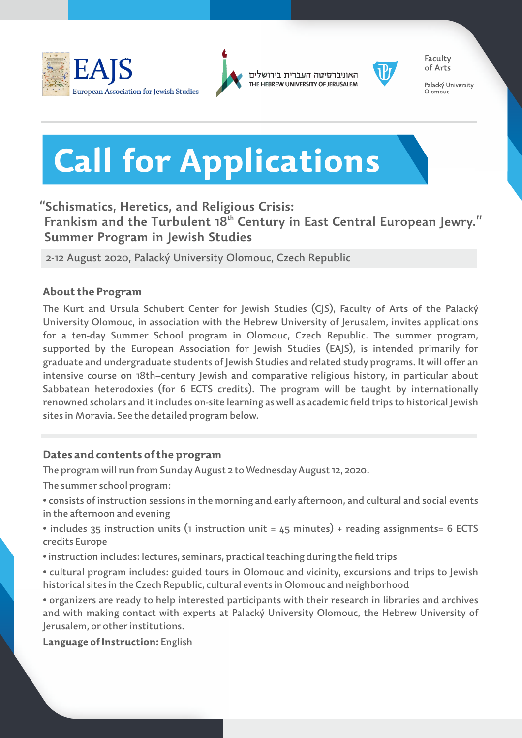EAJS European Association for Jewish Studies

האוניברסיטה העברית בירושלים THE HEBREW UNIVERSITY OF JERUSALEM

Faculty of Arts

Palacký University Olomouc

# Call for Applications

## "Schismatics, Heretics, and Religious Crisis: Frankism and the Turbulent 18th Century in East Central European Jewry." Summer Program in Jewish Studies

2-12 August 2020, Palacký University Olomouc, Czech Republic

### About the Program

The Kurt and Ursula Schubert Center for Jewish Studies (CJS), Faculty of Arts of the Palacký University Olomouc, in association with the Hebrew University of Jerusalem, invites applications for a ten-day Summer School program in Olomouc, Czech Republic. The summer program, supported by the European Association for Jewish Studies (EAJS), is intended primarily for graduate and undergraduate students of Jewish Studies and related study programs. It will offer an intensive course on 18th–century Jewish and comparative religious history, in particular about Sabbatean heterodoxies (for 6 ECTS credits). The program will be taught by internationally renowned scholars and it includes on-site learning as well as academic field trips to historical Jewish sites in Moravia. See the detailed program below.

### Dates and contents of the program

The program will run from Sunday August 2 to Wednesday August 12, 2020.

The summer school program:

- consists of instruction sessions in the morning and early afternoon, and cultural and social events in the afternoon and evening
- includes 35 instruction units (1 instruction unit = 45 minutes) + reading assignments= 6 ECTS credits Europe
- instruction includes: lectures, seminars, practical teaching during the field trips
- cultural program includes: guided tours in Olomouc and vicinity, excursions and trips to Jewish historical sites in the Czech Republic, cultural events in Olomouc and neighborhood
- organizers are ready to help interested participants with their research in libraries and archives and with making contact with experts at Palacký University Olomouc, the Hebrew University of Jerusalem, or other institutions.

**Language of Instruction:** English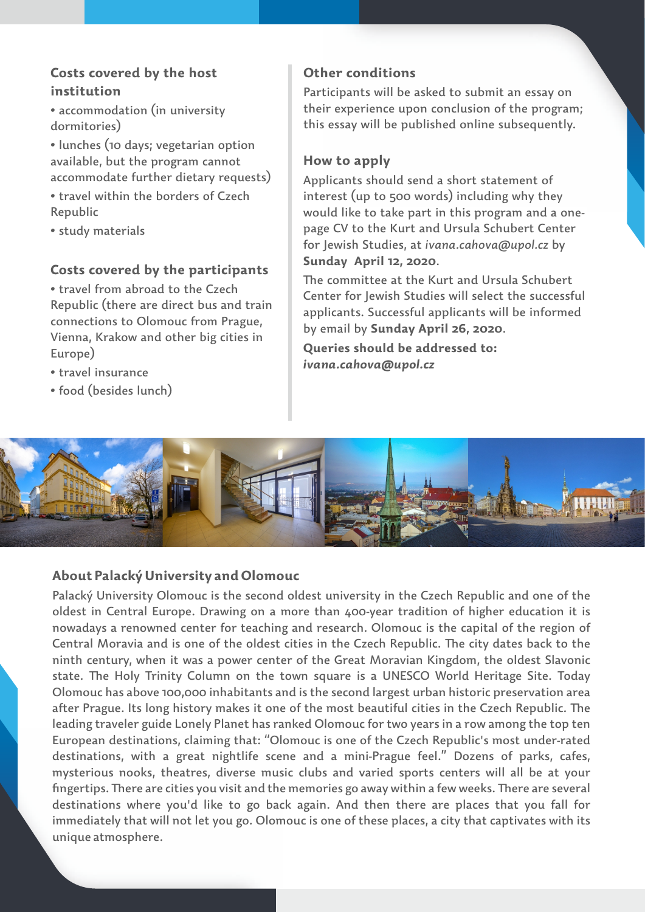### Costs covered by the host institution

- accommodation (in university dormitories)
- lunches (10 days; vegetarian option available, but the program cannot accommodate further dietary requests)
- travel within the borders of Czech Republic
- study materials

### Costs covered by the participants

- travel from abroad to the Czech Republic (there are direct bus and train connections to Olomouc from Prague, Vienna, Krakow and other big cities in Europe)
- travel insurance
- food (besides lunch)

### Other conditions

Participants will be asked to submit an essay on their experience upon conclusion of the program; this essay will be published online subsequently.

### How to apply

Applicants should send a short statement of interest (up to 500 words) including why they would like to take part in this program and a one-page CV to the Kurt and Ursula Schubert Center for Jewish Studies, at *ivana.cahova@upol.cz* by **Sunday April 12, 2020**.

The committee at the Kurt and Ursula Schubert Center for Jewish Studies will select the successful applicants. Successful applicants will be informed by email by **Sunday April 26, 2020**.

**Queries should be addressed to:**
***ivana.cahova@upol.cz***

### About Palacký University and Olomouc

Palacký University Olomouc is the second oldest university in the Czech Republic and one of the oldest in Central Europe. Drawing on a more than 400-year tradition of higher education it is nowadays a renowned center for teaching and research. Olomouc is the capital of the region of Central Moravia and is one of the oldest cities in the Czech Republic. The city dates back to the ninth century, when it was a power center of the Great Moravian Kingdom, the oldest Slavonic state. The Holy Trinity Column on the town square is a UNESCO World Heritage Site. Today Olomouc has above 100,000 inhabitants and is the second largest urban historic preservation area after Prague. Its long history makes it one of the most beautiful cities in the Czech Republic. The leading traveler guide Lonely Planet has ranked Olomouc for two years in a row among the top ten European destinations, claiming that: "Olomouc is one of the Czech Republic's most under-rated destinations, with a great nightlife scene and a mini-Prague feel." Dozens of parks, cafes, mysterious nooks, theatres, diverse music clubs and varied sports centers will all be at your fingertips. There are cities you visit and the memories go away within a few weeks. There are several destinations where you'd like to go back again. And then there are places that you fall for immediately that will not let you go. Olomouc is one of these places, a city that captivates with its unique atmosphere.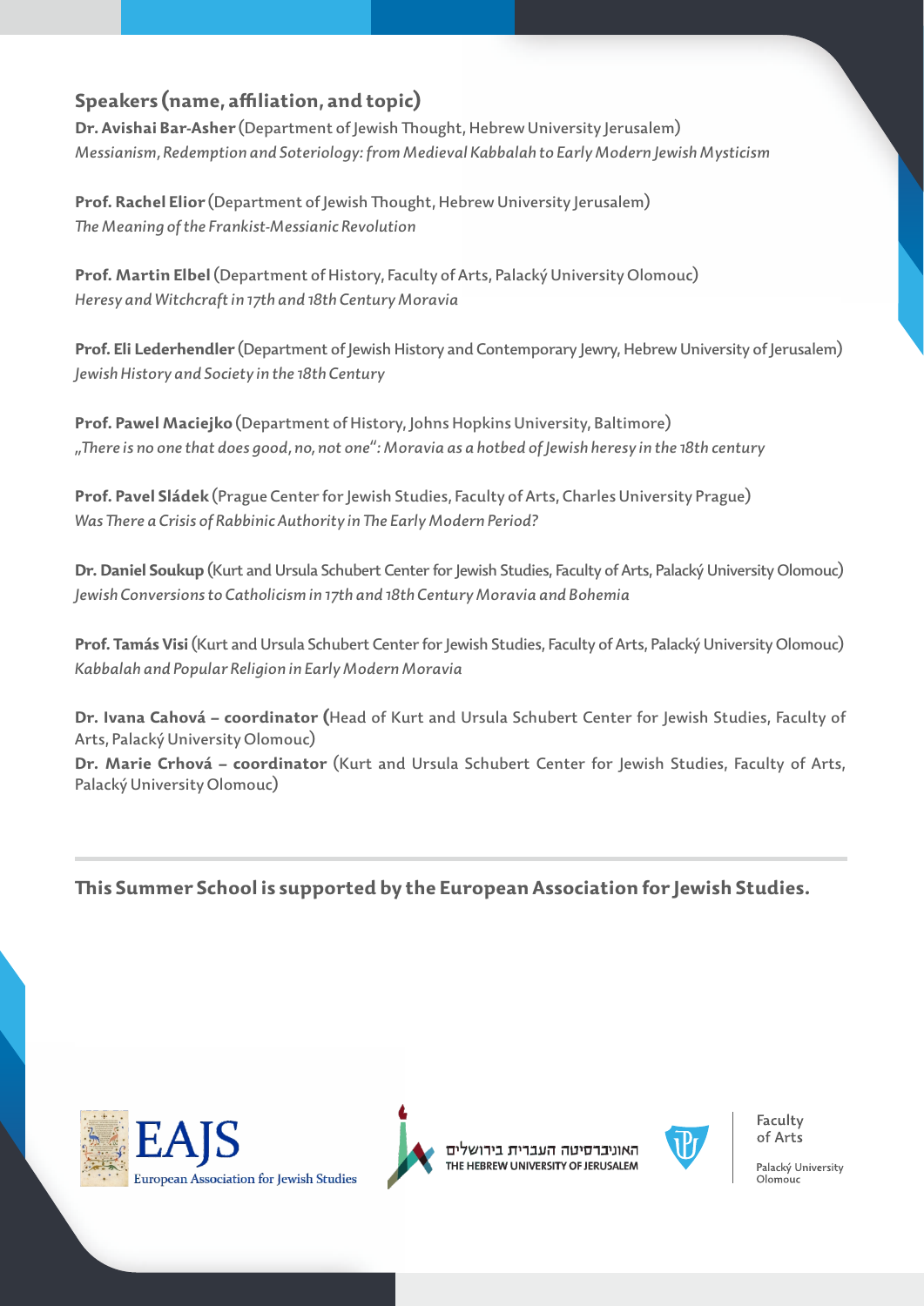## Speakers (name, affiliation, and topic)

**Dr. Avishai Bar-Asher** (Department of Jewish Thought, Hebrew University Jerusalem)
*Messianism, Redemption and Soteriology: from Medieval Kabbalah to Early Modern Jewish Mysticism*

**Prof. Rachel Elior** (Department of Jewish Thought, Hebrew University Jerusalem)
*The Meaning of the Frankist-Messianic Revolution*

**Prof. Martin Elbel** (Department of History, Faculty of Arts, Palacký University Olomouc)
*Heresy and Witchcraft in 17th and 18th Century Moravia*

**Prof. Eli Lederhendler** (Department of Jewish History and Contemporary Jewry, Hebrew University of Jerusalem)
*Jewish History and Society in the 18th Century*

**Prof. Pawel Maciejko** (Department of History, Johns Hopkins University, Baltimore)
*„There is no one that does good, no, not one": Moravia as a hotbed of Jewish heresy in the 18th century*

**Prof. Pavel Sládek** (Prague Center for Jewish Studies, Faculty of Arts, Charles University Prague)
*Was There a Crisis of Rabbinic Authority in The Early Modern Period?*

**Dr. Daniel Soukup** (Kurt and Ursula Schubert Center for Jewish Studies, Faculty of Arts, Palacký University Olomouc)
*Jewish Conversions to Catholicism in 17th and 18th Century Moravia and Bohemia*

**Prof. Tamás Visi** (Kurt and Ursula Schubert Center for Jewish Studies, Faculty of Arts, Palacký University Olomouc)
*Kabbalah and Popular Religion in Early Modern Moravia*

**Dr. Ivana Cahová – coordinator (**Head of Kurt and Ursula Schubert Center for Jewish Studies, Faculty of Arts, Palacký University Olomouc)
**Dr. Marie Crhová – coordinator** (Kurt and Ursula Schubert Center for Jewish Studies, Faculty of Arts, Palacký University Olomouc)

---

**This Summer School is supported by the European Association for Jewish Studies.**

EAJS European Association for Jewish Studies

האוניברסיטה העברית בירושלים THE HEBREW UNIVERSITY OF JERUSALEM

Faculty of Arts
Palacký University Olomouc